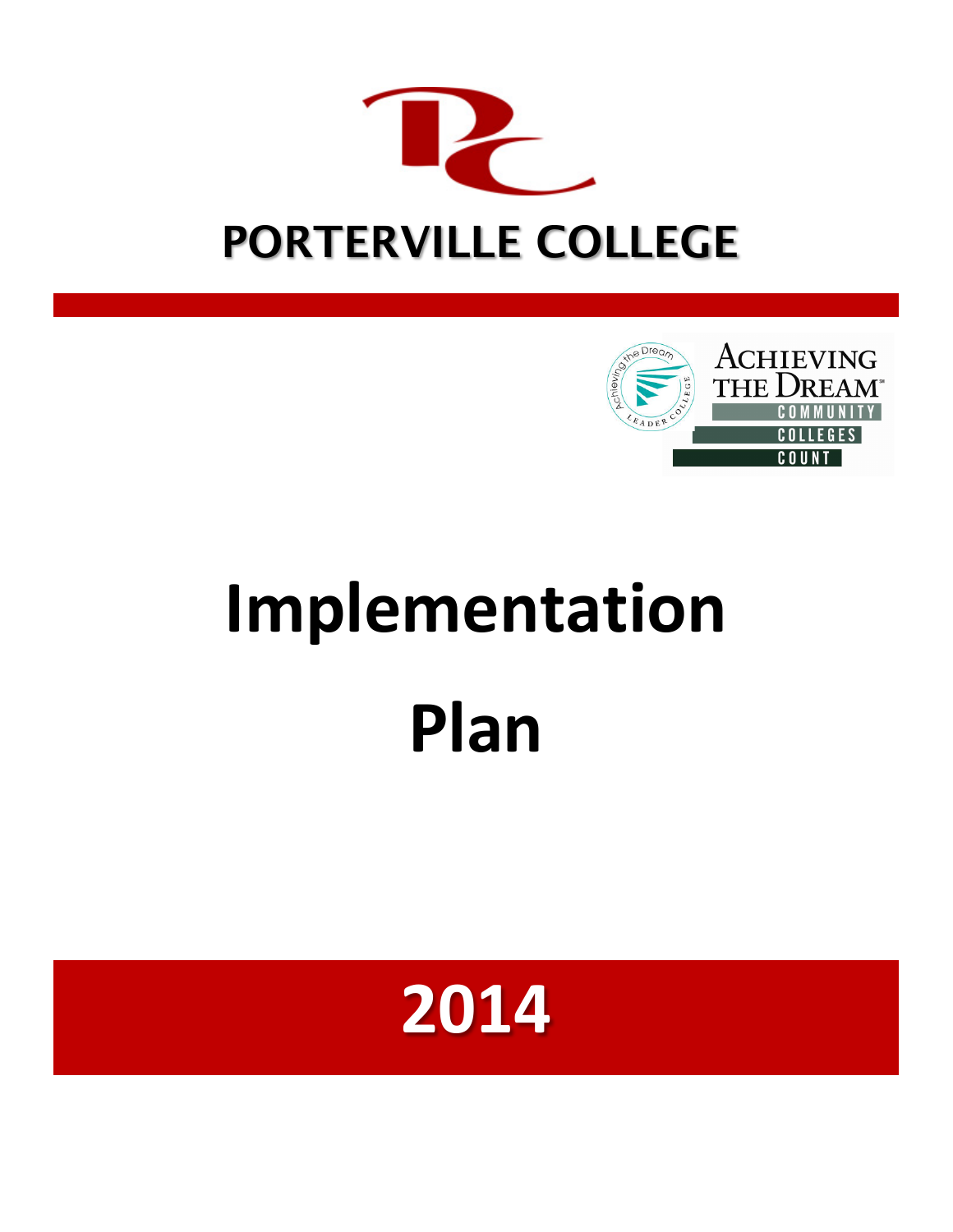# PORTERVILLE COLLEGE

ACHIEVING THE DREAM

COMMUNITY COLLEGES COUNT

# Implementation Plan

## 2014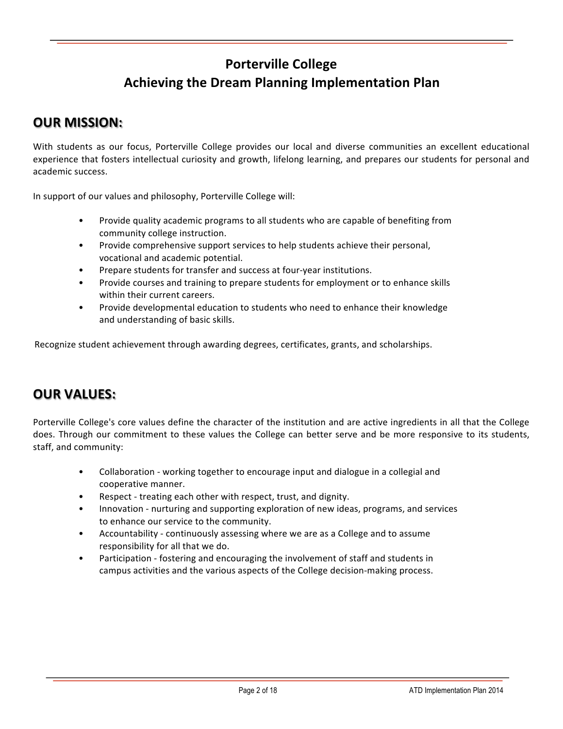# Porterville College
# Achieving the Dream Planning Implementation Plan

## OUR MISSION:

With students as our focus, Porterville College provides our local and diverse communities an excellent educational experience that fosters intellectual curiosity and growth, lifelong learning, and prepares our students for personal and academic success.

In support of our values and philosophy, Porterville College will:

- Provide quality academic programs to all students who are capable of benefiting from community college instruction.
- Provide comprehensive support services to help students achieve their personal, vocational and academic potential.
- Prepare students for transfer and success at four-year institutions.
- Provide courses and training to prepare students for employment or to enhance skills within their current careers.
- Provide developmental education to students who need to enhance their knowledge and understanding of basic skills.

Recognize student achievement through awarding degrees, certificates, grants, and scholarships.

## OUR VALUES:

Porterville College's core values define the character of the institution and are active ingredients in all that the College does. Through our commitment to these values the College can better serve and be more responsive to its students, staff, and community:

- Collaboration - working together to encourage input and dialogue in a collegial and cooperative manner.
- Respect - treating each other with respect, trust, and dignity.
- Innovation - nurturing and supporting exploration of new ideas, programs, and services to enhance our service to the community.
- Accountability - continuously assessing where we are as a College and to assume responsibility for all that we do.
- Participation - fostering and encouraging the involvement of staff and students in campus activities and the various aspects of the College decision-making process.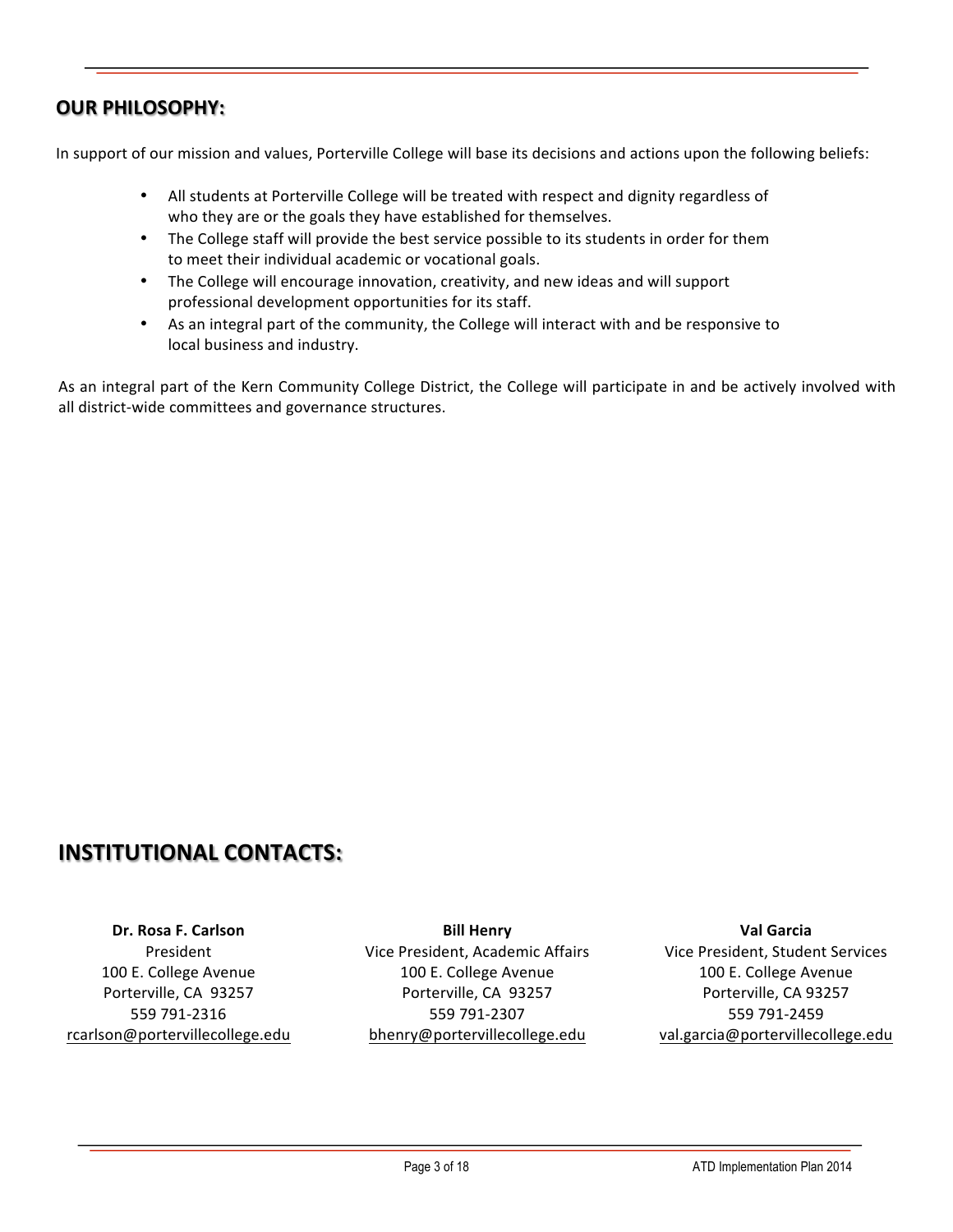## OUR PHILOSOPHY:

In support of our mission and values, Porterville College will base its decisions and actions upon the following beliefs:

- All students at Porterville College will be treated with respect and dignity regardless of who they are or the goals they have established for themselves.
- The College staff will provide the best service possible to its students in order for them to meet their individual academic or vocational goals.
- The College will encourage innovation, creativity, and new ideas and will support professional development opportunities for its staff.
- As an integral part of the community, the College will interact with and be responsive to local business and industry.

As an integral part of the Kern Community College District, the College will participate in and be actively involved with all district-wide committees and governance structures.

## INSTITUTIONAL CONTACTS:

**Dr. Rosa F. Carlson**
President
100 E. College Avenue
Porterville, CA 93257
559 791-2316
rcarlson@portervillecollege.edu

**Bill Henry**
Vice President, Academic Affairs
100 E. College Avenue
Porterville, CA 93257
559 791-2307
bhenry@portervillecollege.edu

**Val Garcia**
Vice President, Student Services
100 E. College Avenue
Porterville, CA 93257
559 791-2459
val.garcia@portervillecollege.edu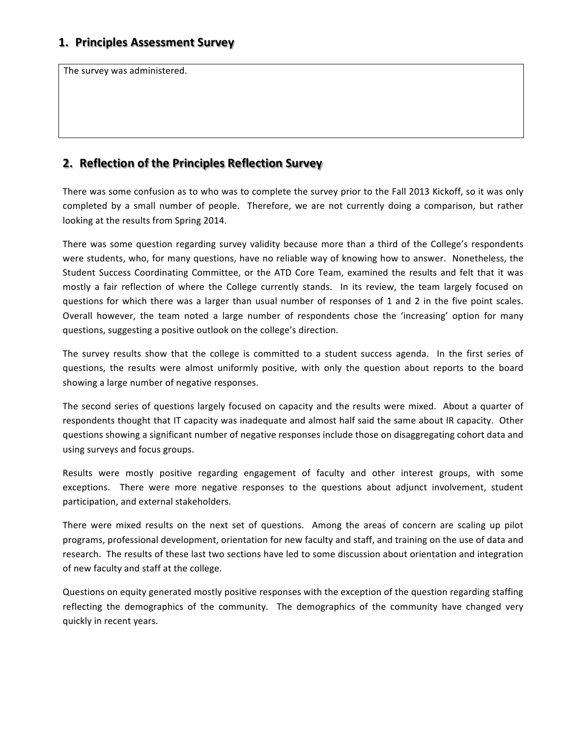## 1. Principles Assessment Survey

The survey was administered.

## 2. Reflection of the Principles Reflection Survey

There was some confusion as to who was to complete the survey prior to the Fall 2013 Kickoff, so it was only completed by a small number of people. Therefore, we are not currently doing a comparison, but rather looking at the results from Spring 2014.

There was some question regarding survey validity because more than a third of the College's respondents were students, who, for many questions, have no reliable way of knowing how to answer. Nonetheless, the Student Success Coordinating Committee, or the ATD Core Team, examined the results and felt that it was mostly a fair reflection of where the College currently stands. In its review, the team largely focused on questions for which there was a larger than usual number of responses of 1 and 2 in the five point scales. Overall however, the team noted a large number of respondents chose the 'increasing' option for many questions, suggesting a positive outlook on the college's direction.

The survey results show that the college is committed to a student success agenda. In the first series of questions, the results were almost uniformly positive, with only the question about reports to the board showing a large number of negative responses.

The second series of questions largely focused on capacity and the results were mixed. About a quarter of respondents thought that IT capacity was inadequate and almost half said the same about IR capacity. Other questions showing a significant number of negative responses include those on disaggregating cohort data and using surveys and focus groups.

Results were mostly positive regarding engagement of faculty and other interest groups, with some exceptions. There were more negative responses to the questions about adjunct involvement, student participation, and external stakeholders.

There were mixed results on the next set of questions. Among the areas of concern are scaling up pilot programs, professional development, orientation for new faculty and staff, and training on the use of data and research. The results of these last two sections have led to some discussion about orientation and integration of new faculty and staff at the college.

Questions on equity generated mostly positive responses with the exception of the question regarding staffing reflecting the demographics of the community. The demographics of the community have changed very quickly in recent years.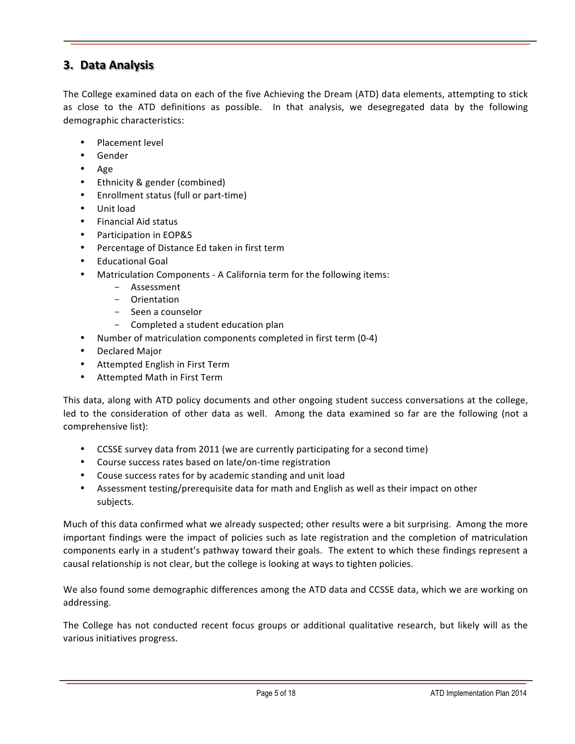## 3. Data Analysis

The College examined data on each of the five Achieving the Dream (ATD) data elements, attempting to stick as close to the ATD definitions as possible. In that analysis, we desegregated data by the following demographic characteristics:

- Placement level
- Gender
- Age
- Ethnicity & gender (combined)
- Enrollment status (full or part-time)
- Unit load
- Financial Aid status
- Participation in EOP&S
- Percentage of Distance Ed taken in first term
- Educational Goal
- Matriculation Components - A California term for the following items:
  - Assessment
  - Orientation
  - Seen a counselor
  - Completed a student education plan
- Number of matriculation components completed in first term (0-4)
- Declared Major
- Attempted English in First Term
- Attempted Math in First Term

This data, along with ATD policy documents and other ongoing student success conversations at the college, led to the consideration of other data as well. Among the data examined so far are the following (not a comprehensive list):

- CCSSE survey data from 2011 (we are currently participating for a second time)
- Course success rates based on late/on-time registration
- Couse success rates for by academic standing and unit load
- Assessment testing/prerequisite data for math and English as well as their impact on other subjects.

Much of this data confirmed what we already suspected; other results were a bit surprising. Among the more important findings were the impact of policies such as late registration and the completion of matriculation components early in a student's pathway toward their goals. The extent to which these findings represent a causal relationship is not clear, but the college is looking at ways to tighten policies.

We also found some demographic differences among the ATD data and CCSSE data, which we are working on addressing.

The College has not conducted recent focus groups or additional qualitative research, but likely will as the various initiatives progress.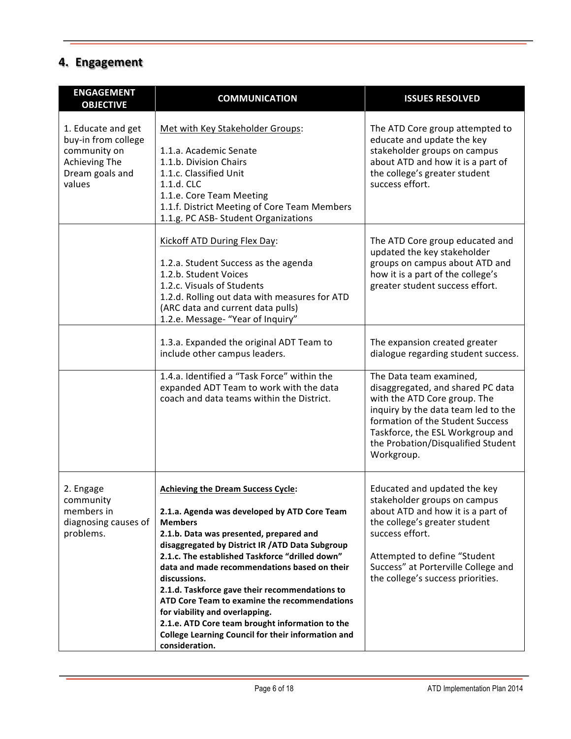## 4. Engagement

| ENGAGEMENT OBJECTIVE | COMMUNICATION | ISSUES RESOLVED |
|---|---|---|
| 1. Educate and get buy-in from college community on Achieving The Dream goals and values | Met with Key Stakeholder Groups:<br><br>1.1.a. Academic Senate<br>1.1.b. Division Chairs<br>1.1.c. Classified Unit<br>1.1.d. CLC<br>1.1.e. Core Team Meeting<br>1.1.f. District Meeting of Core Team Members<br>1.1.g. PC ASB- Student Organizations | The ATD Core group attempted to educate and update the key stakeholder groups on campus about ATD and how it is a part of the college's greater student success effort. |
| | Kickoff ATD During Flex Day:<br><br>1.2.a. Student Success as the agenda<br>1.2.b. Student Voices<br>1.2.c. Visuals of Students<br>1.2.d. Rolling out data with measures for ATD (ARC data and current data pulls)<br>1.2.e. Message- "Year of Inquiry" | The ATD Core group educated and updated the key stakeholder groups on campus about ATD and how it is a part of the college's greater student success effort. |
| | 1.3.a. Expanded the original ADT Team to include other campus leaders. | The expansion created greater dialogue regarding student success. |
| | 1.4.a. Identified a "Task Force" within the expanded ADT Team to work with the data coach and data teams within the District. | The Data team examined, disaggregated, and shared PC data with the ATD Core group. The inquiry by the data team led to the formation of the Student Success Taskforce, the ESL Workgroup and the Probation/Disqualified Student Workgroup. |
| 2. Engage community members in diagnosing causes of problems. | **Achieving the Dream Success Cycle:**<br><br>**2.1.a. Agenda was developed by ATD Core Team Members**<br>**2.1.b. Data was presented, prepared and disaggregated by District IR /ATD Data Subgroup**<br>**2.1.c. The established Taskforce "drilled down" data and made recommendations based on their discussions.**<br>**2.1.d. Taskforce gave their recommendations to ATD Core Team to examine the recommendations for viability and overlapping.**<br>**2.1.e. ATD Core team brought information to the College Learning Council for their information and consideration.** | Educated and updated the key stakeholder groups on campus about ATD and how it is a part of the college's greater student success effort.<br><br>Attempted to define "Student Success" at Porterville College and the college's success priorities. |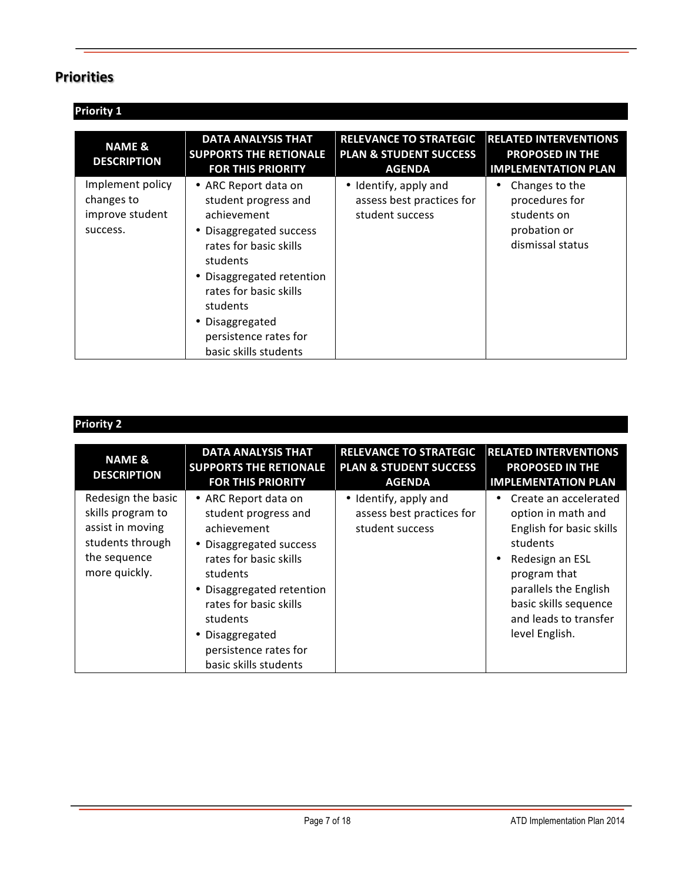## Priorities

### Priority 1

| NAME & DESCRIPTION | DATA ANALYSIS THAT SUPPORTS THE RETIONALE FOR THIS PRIORITY | RELEVANCE TO STRATEGIC PLAN & STUDENT SUCCESS AGENDA | RELATED INTERVENTIONS PROPOSED IN THE IMPLEMENTATION PLAN |
|---|---|---|---|
| Implement policy changes to improve student success. | • ARC Report data on student progress and achievement<br>• Disaggregated success rates for basic skills students<br>• Disaggregated retention rates for basic skills students<br>• Disaggregated persistence rates for basic skills students | • Identify, apply and assess best practices for student success | • Changes to the procedures for students on probation or dismissal status |

### Priority 2

| NAME & DESCRIPTION | DATA ANALYSIS THAT SUPPORTS THE RETIONALE FOR THIS PRIORITY | RELEVANCE TO STRATEGIC PLAN & STUDENT SUCCESS AGENDA | RELATED INTERVENTIONS PROPOSED IN THE IMPLEMENTATION PLAN |
|---|---|---|---|
| Redesign the basic skills program to assist in moving students through the sequence more quickly. | • ARC Report data on student progress and achievement<br>• Disaggregated success rates for basic skills students<br>• Disaggregated retention rates for basic skills students<br>• Disaggregated persistence rates for basic skills students | • Identify, apply and assess best practices for student success | • Create an accelerated option in math and English for basic skills students<br>• Redesign an ESL program that parallels the English basic skills sequence and leads to transfer level English. |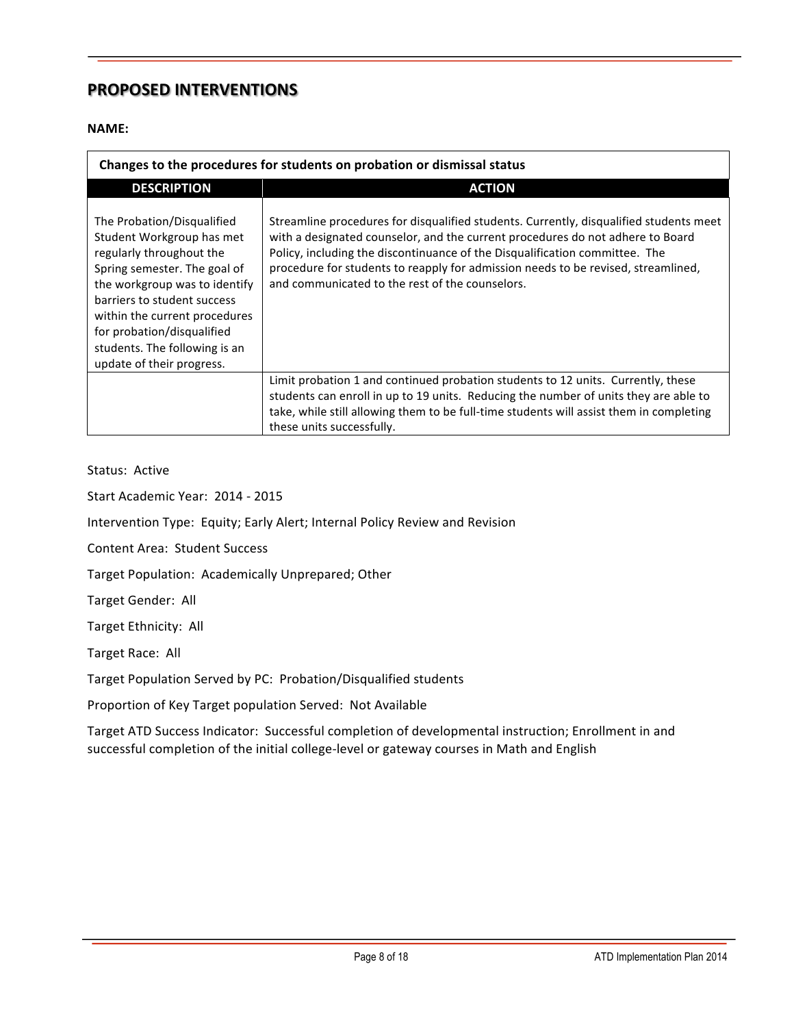## PROPOSED INTERVENTIONS

**NAME:**

| Changes to the procedures for students on probation or dismissal status | |
|---|---|
| **DESCRIPTION** | **ACTION** |
| The Probation/Disqualified Student Workgroup has met regularly throughout the Spring semester. The goal of the workgroup was to identify barriers to student success within the current procedures for probation/disqualified students. The following is an update of their progress. | Streamline procedures for disqualified students. Currently, disqualified students meet with a designated counselor, and the current procedures do not adhere to Board Policy, including the discontinuance of the Disqualification committee. The procedure for students to reapply for admission needs to be revised, streamlined, and communicated to the rest of the counselors. |
| | Limit probation 1 and continued probation students to 12 units. Currently, these students can enroll in up to 19 units. Reducing the number of units they are able to take, while still allowing them to be full-time students will assist them in completing these units successfully. |

Status: Active

Start Academic Year: 2014 - 2015

Intervention Type: Equity; Early Alert; Internal Policy Review and Revision

Content Area: Student Success

Target Population: Academically Unprepared; Other

Target Gender: All

Target Ethnicity: All

Target Race: All

Target Population Served by PC: Probation/Disqualified students

Proportion of Key Target population Served: Not Available

Target ATD Success Indicator: Successful completion of developmental instruction; Enrollment in and successful completion of the initial college-level or gateway courses in Math and English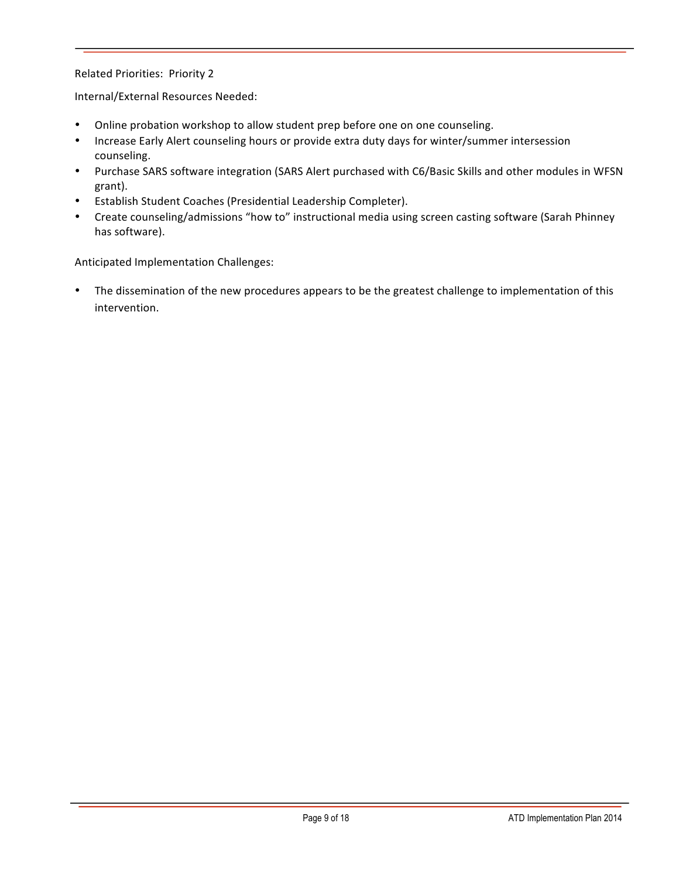Related Priorities: Priority 2

Internal/External Resources Needed:

- Online probation workshop to allow student prep before one on one counseling.
- Increase Early Alert counseling hours or provide extra duty days for winter/summer intersession counseling.
- Purchase SARS software integration (SARS Alert purchased with C6/Basic Skills and other modules in WFSN grant).
- Establish Student Coaches (Presidential Leadership Completer).
- Create counseling/admissions “how to” instructional media using screen casting software (Sarah Phinney has software).

Anticipated Implementation Challenges:

- The dissemination of the new procedures appears to be the greatest challenge to implementation of this intervention.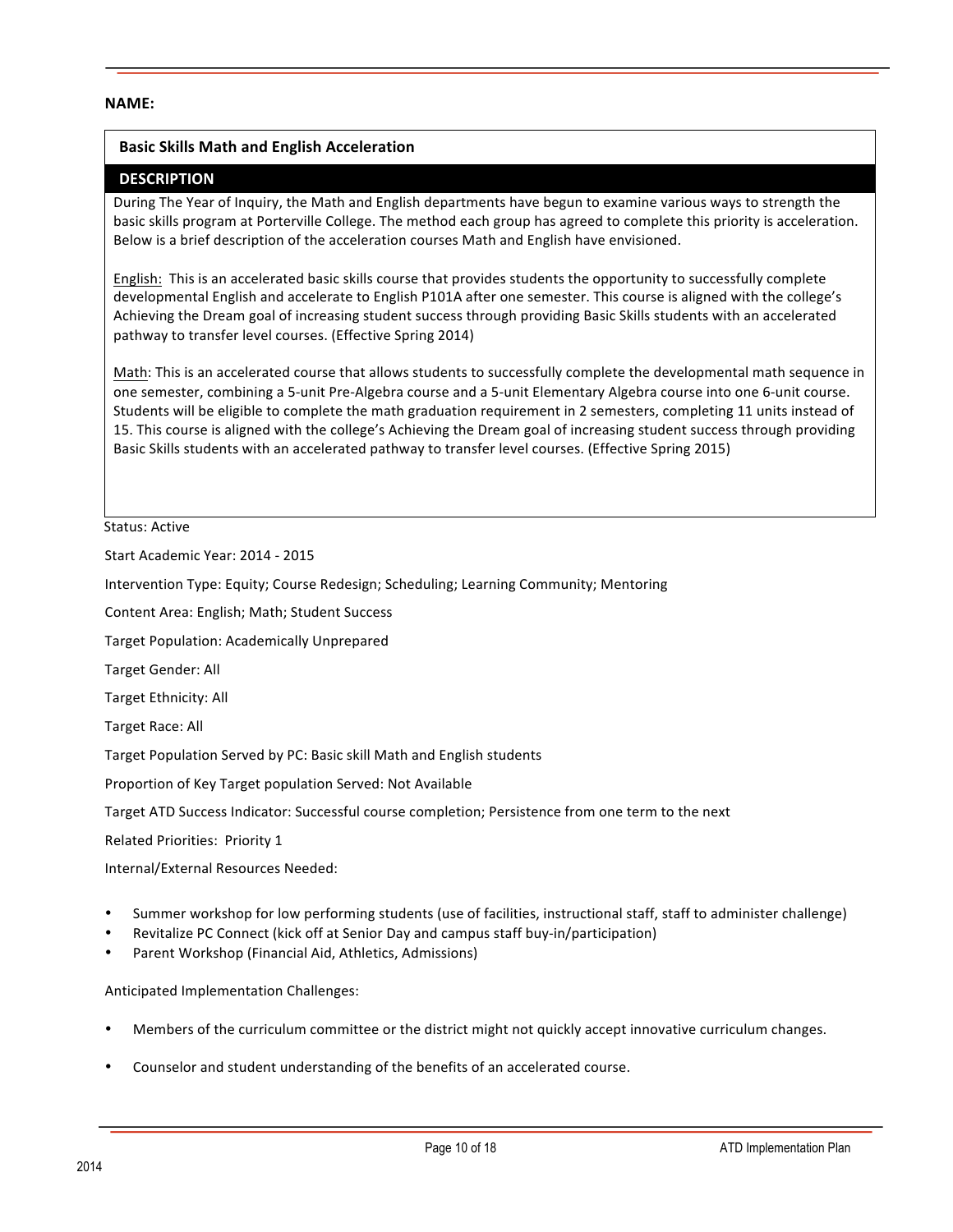**NAME:**

**Basic Skills Math and English Acceleration**

**DESCRIPTION**

During The Year of Inquiry, the Math and English departments have begun to examine various ways to strength the basic skills program at Porterville College. The method each group has agreed to complete this priority is acceleration. Below is a brief description of the acceleration courses Math and English have envisioned.

English: This is an accelerated basic skills course that provides students the opportunity to successfully complete developmental English and accelerate to English P101A after one semester. This course is aligned with the college's Achieving the Dream goal of increasing student success through providing Basic Skills students with an accelerated pathway to transfer level courses. (Effective Spring 2014)

Math: This is an accelerated course that allows students to successfully complete the developmental math sequence in one semester, combining a 5-unit Pre-Algebra course and a 5-unit Elementary Algebra course into one 6-unit course. Students will be eligible to complete the math graduation requirement in 2 semesters, completing 11 units instead of 15. This course is aligned with the college's Achieving the Dream goal of increasing student success through providing Basic Skills students with an accelerated pathway to transfer level courses. (Effective Spring 2015)

Status: Active

Start Academic Year: 2014 - 2015

Intervention Type: Equity; Course Redesign; Scheduling; Learning Community; Mentoring

Content Area: English; Math; Student Success

Target Population: Academically Unprepared

Target Gender: All

Target Ethnicity: All

Target Race: All

Target Population Served by PC: Basic skill Math and English students

Proportion of Key Target population Served: Not Available

Target ATD Success Indicator: Successful course completion; Persistence from one term to the next

Related Priorities: Priority 1

Internal/External Resources Needed:

- Summer workshop for low performing students (use of facilities, instructional staff, staff to administer challenge)
- Revitalize PC Connect (kick off at Senior Day and campus staff buy-in/participation)
- Parent Workshop (Financial Aid, Athletics, Admissions)

Anticipated Implementation Challenges:

- Members of the curriculum committee or the district might not quickly accept innovative curriculum changes.
- Counselor and student understanding of the benefits of an accelerated course.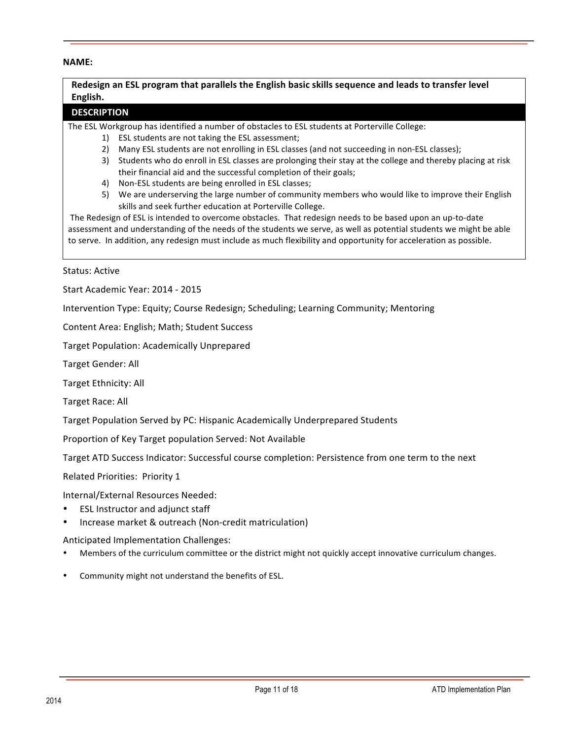**NAME:**

**Redesign an ESL program that parallels the English basic skills sequence and leads to transfer level English.**

**DESCRIPTION**

The ESL Workgroup has identified a number of obstacles to ESL students at Porterville College:

1) ESL students are not taking the ESL assessment;
2) Many ESL students are not enrolling in ESL classes (and not succeeding in non-ESL classes);
3) Students who do enroll in ESL classes are prolonging their stay at the college and thereby placing at risk their financial aid and the successful completion of their goals;
4) Non-ESL students are being enrolled in ESL classes;
5) We are underserving the large number of community members who would like to improve their English skills and seek further education at Porterville College.

The Redesign of ESL is intended to overcome obstacles. That redesign needs to be based upon an up-to-date assessment and understanding of the needs of the students we serve, as well as potential students we might be able to serve. In addition, any redesign must include as much flexibility and opportunity for acceleration as possible.

Status: Active

Start Academic Year: 2014 - 2015

Intervention Type: Equity; Course Redesign; Scheduling; Learning Community; Mentoring

Content Area: English; Math; Student Success

Target Population: Academically Unprepared

Target Gender: All

Target Ethnicity: All

Target Race: All

Target Population Served by PC: Hispanic Academically Underprepared Students

Proportion of Key Target population Served: Not Available

Target ATD Success Indicator: Successful course completion: Persistence from one term to the next

Related Priorities: Priority 1

Internal/External Resources Needed:

- ESL Instructor and adjunct staff
- Increase market & outreach (Non-credit matriculation)

Anticipated Implementation Challenges:

- Members of the curriculum committee or the district might not quickly accept innovative curriculum changes.
- Community might not understand the benefits of ESL.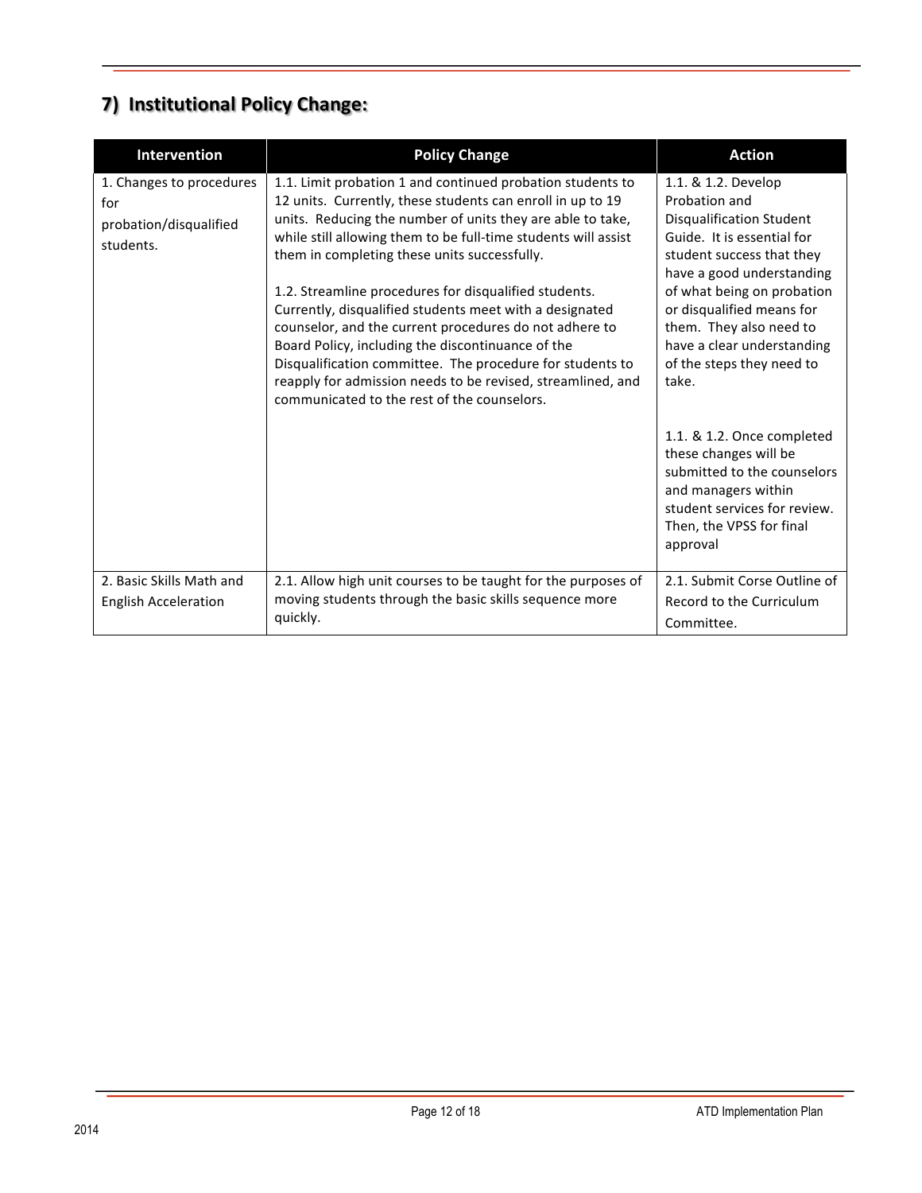## 7) Institutional Policy Change:

| Intervention | Policy Change | Action |
|---|---|---|
| 1. Changes to procedures for probation/disqualified students. | 1.1. Limit probation 1 and continued probation students to 12 units. Currently, these students can enroll in up to 19 units. Reducing the number of units they are able to take, while still allowing them to be full-time students will assist them in completing these units successfully.<br><br>1.2. Streamline procedures for disqualified students. Currently, disqualified students meet with a designated counselor, and the current procedures do not adhere to Board Policy, including the discontinuance of the Disqualification committee. The procedure for students to reapply for admission needs to be revised, streamlined, and communicated to the rest of the counselors. | 1.1. & 1.2. Develop Probation and Disqualification Student Guide. It is essential for student success that they have a good understanding of what being on probation or disqualified means for them. They also need to have a clear understanding of the steps they need to take.<br><br>1.1. & 1.2. Once completed these changes will be submitted to the counselors and managers within student services for review. Then, the VPSS for final approval |
| 2. Basic Skills Math and English Acceleration | 2.1. Allow high unit courses to be taught for the purposes of moving students through the basic skills sequence more quickly. | 2.1. Submit Corse Outline of Record to the Curriculum Committee. |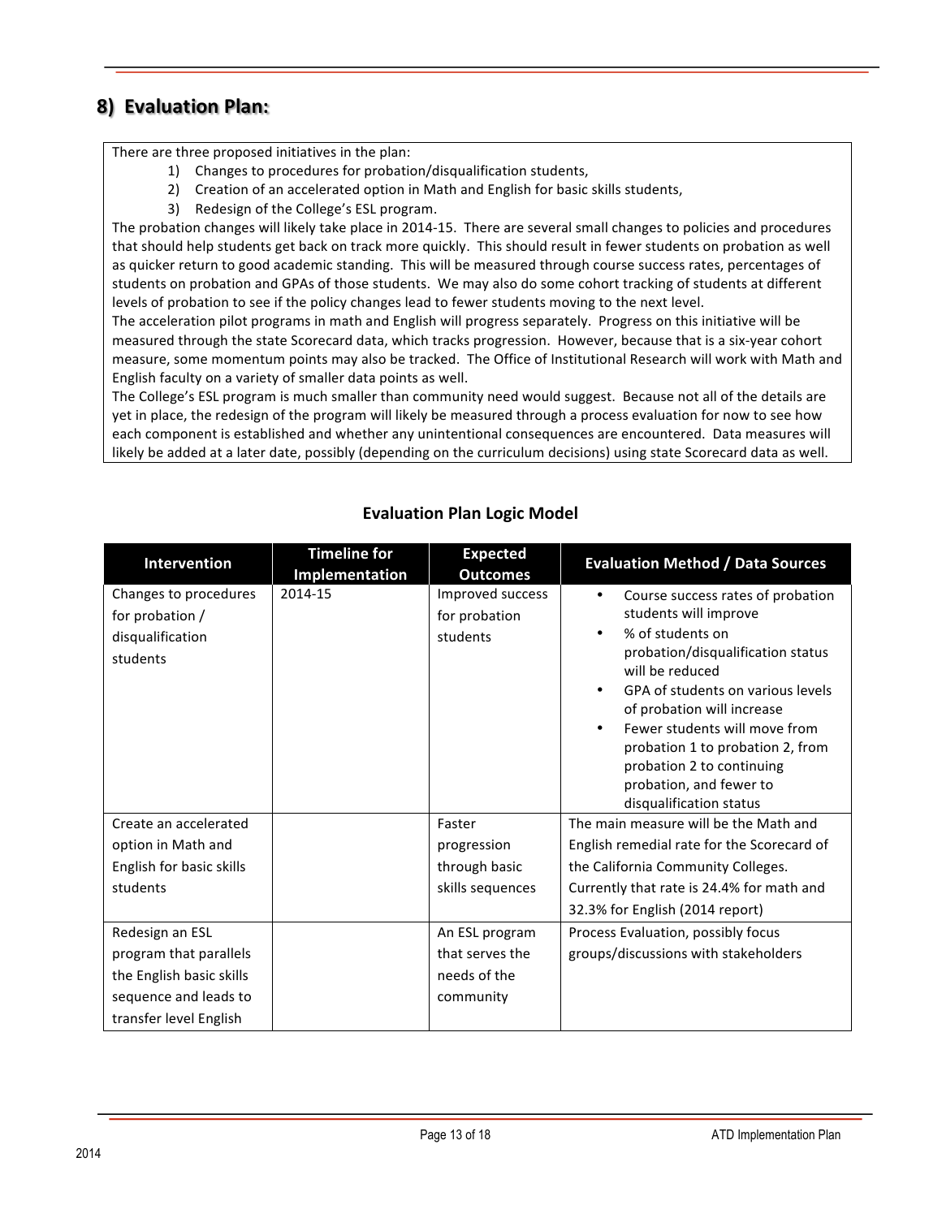## 8) Evaluation Plan:

There are three proposed initiatives in the plan:

1) Changes to procedures for probation/disqualification students,
2) Creation of an accelerated option in Math and English for basic skills students,
3) Redesign of the College's ESL program.

The probation changes will likely take place in 2014-15. There are several small changes to policies and procedures that should help students get back on track more quickly. This should result in fewer students on probation as well as quicker return to good academic standing. This will be measured through course success rates, percentages of students on probation and GPAs of those students. We may also do some cohort tracking of students at different levels of probation to see if the policy changes lead to fewer students moving to the next level.

The acceleration pilot programs in math and English will progress separately. Progress on this initiative will be measured through the state Scorecard data, which tracks progression. However, because that is a six-year cohort measure, some momentum points may also be tracked. The Office of Institutional Research will work with Math and English faculty on a variety of smaller data points as well.

The College's ESL program is much smaller than community need would suggest. Because not all of the details are yet in place, the redesign of the program will likely be measured through a process evaluation for now to see how each component is established and whether any unintentional consequences are encountered. Data measures will likely be added at a later date, possibly (depending on the curriculum decisions) using state Scorecard data as well.

### Evaluation Plan Logic Model

| Intervention | Timeline for Implementation | Expected Outcomes | Evaluation Method / Data Sources |
|---|---|---|---|
| Changes to procedures for probation / disqualification students | 2014-15 | Improved success for probation students | • Course success rates of probation students will improve<br>• % of students on probation/disqualification status will be reduced<br>• GPA of students on various levels of probation will increase<br>• Fewer students will move from probation 1 to probation 2, from probation 2 to continuing probation, and fewer to disqualification status |
| Create an accelerated option in Math and English for basic skills students | | Faster progression through basic skills sequences | The main measure will be the Math and English remedial rate for the Scorecard of the California Community Colleges. Currently that rate is 24.4% for math and 32.3% for English (2014 report) |
| Redesign an ESL program that parallels the English basic skills sequence and leads to transfer level English | | An ESL program that serves the needs of the community | Process Evaluation, possibly focus groups/discussions with stakeholders |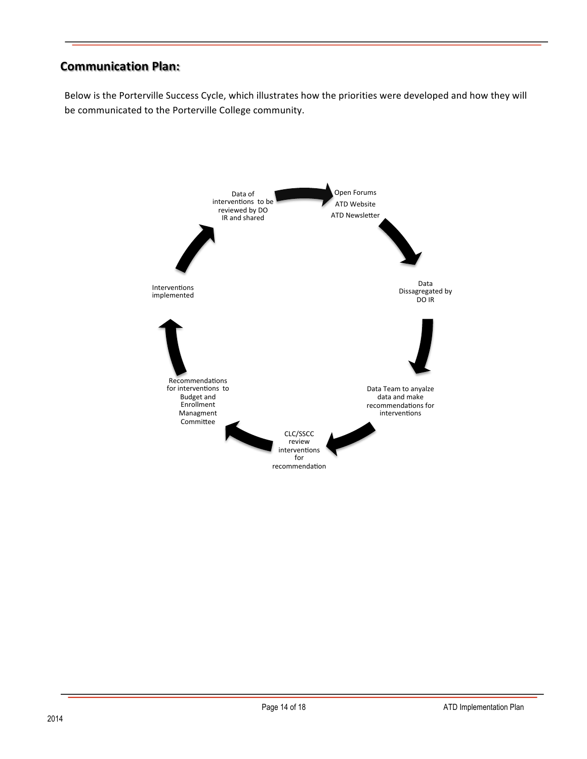## Communication Plan:

Below is the Porterville Success Cycle, which illustrates how the priorities were developed and how they will be communicated to the Porterville College community.

Data of interventions to be reviewed by DO IR and shared

Open Forums
ATD Website
ATD Newsletter

Data Dissagregated by DO IR

Data Team to anyalze data and make recommendations for interventions

CLC/SSCC review interventions for recommendation

Recommendations for interventions to Budget and Enrollment Managment Committee

Interventions implemented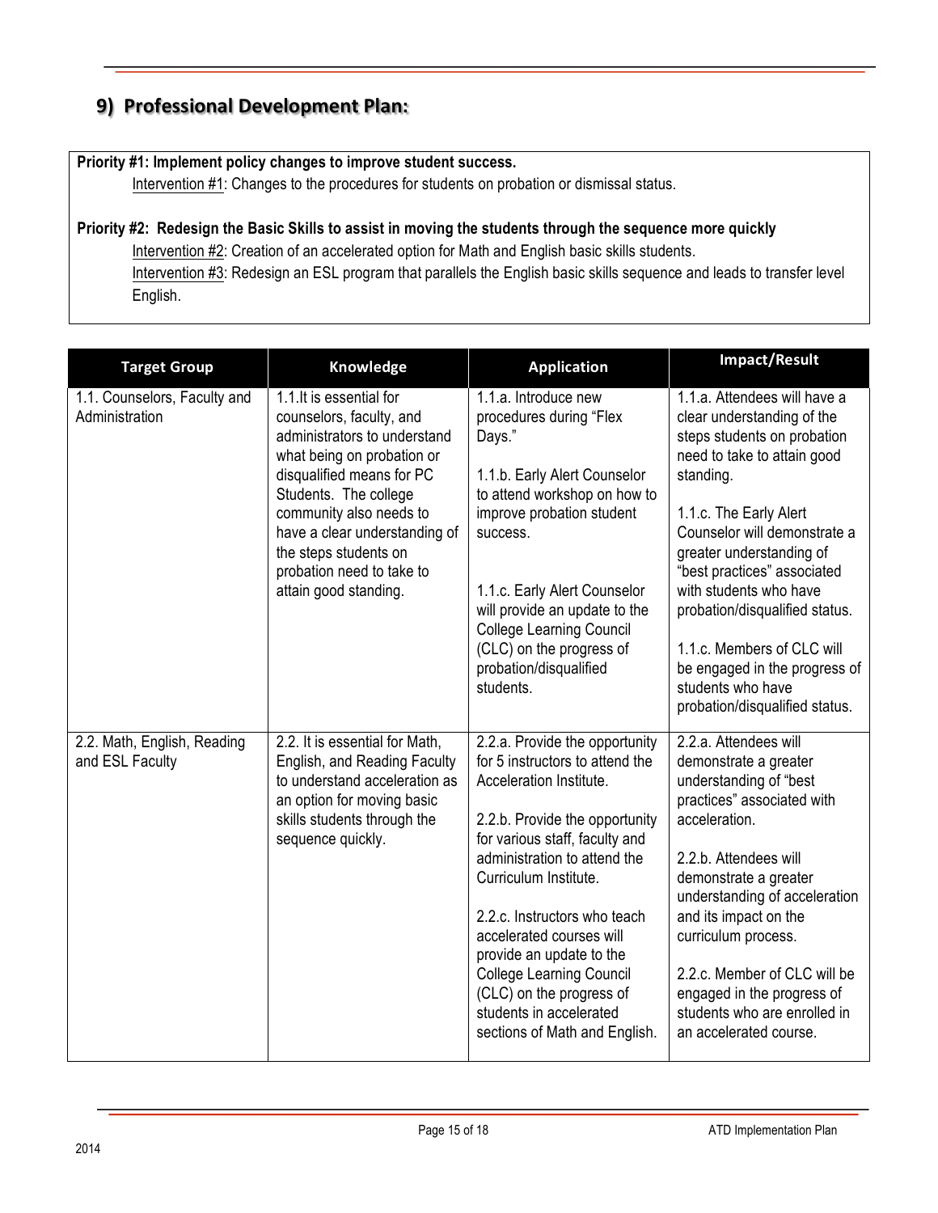## 9) Professional Development Plan:

**Priority #1: Implement policy changes to improve student success.**

Intervention #1: Changes to the procedures for students on probation or dismissal status.

**Priority #2: Redesign the Basic Skills to assist in moving the students through the sequence more quickly**

Intervention #2: Creation of an accelerated option for Math and English basic skills students.

Intervention #3: Redesign an ESL program that parallels the English basic skills sequence and leads to transfer level English.

| Target Group | Knowledge | Application | Impact/Result |
|---|---|---|---|
| 1.1. Counselors, Faculty and Administration | 1.1.It is essential for counselors, faculty, and administrators to understand what being on probation or disqualified means for PC Students. The college community also needs to have a clear understanding of the steps students on probation need to take to attain good standing. | 1.1.a. Introduce new procedures during "Flex Days."<br><br>1.1.b. Early Alert Counselor to attend workshop on how to improve probation student success.<br><br>1.1.c. Early Alert Counselor will provide an update to the College Learning Council (CLC) on the progress of probation/disqualified students. | 1.1.a. Attendees will have a clear understanding of the steps students on probation need to take to attain good standing.<br><br>1.1.c. The Early Alert Counselor will demonstrate a greater understanding of "best practices" associated with students who have probation/disqualified status.<br><br>1.1.c. Members of CLC will be engaged in the progress of students who have probation/disqualified status. |
| 2.2. Math, English, Reading and ESL Faculty | 2.2. It is essential for Math, English, and Reading Faculty to understand acceleration as an option for moving basic skills students through the sequence quickly. | 2.2.a. Provide the opportunity for 5 instructors to attend the Acceleration Institute.<br><br>2.2.b. Provide the opportunity for various staff, faculty and administration to attend the Curriculum Institute.<br><br>2.2.c. Instructors who teach accelerated courses will provide an update to the College Learning Council (CLC) on the progress of students in accelerated sections of Math and English. | 2.2.a. Attendees will demonstrate a greater understanding of "best practices" associated with acceleration.<br><br>2.2.b. Attendees will demonstrate a greater understanding of acceleration and its impact on the curriculum process.<br><br>2.2.c. Member of CLC will be engaged in the progress of students who are enrolled in an accelerated course. |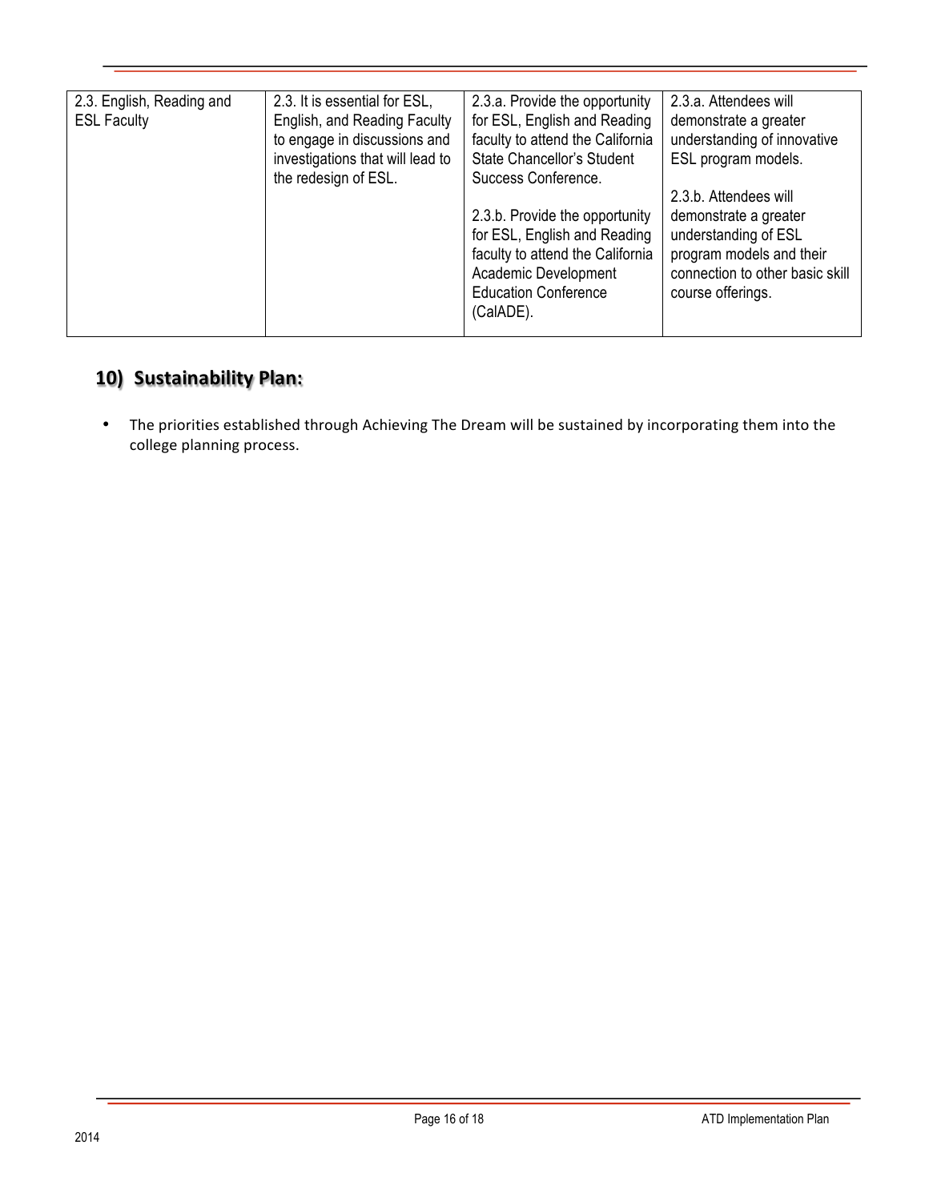| | | | |
|---|---|---|---|
| 2.3. English, Reading and ESL Faculty | 2.3. It is essential for ESL, English, and Reading Faculty to engage in discussions and investigations that will lead to the redesign of ESL. | 2.3.a. Provide the opportunity for ESL, English and Reading faculty to attend the California State Chancellor's Student Success Conference.<br><br>2.3.b. Provide the opportunity for ESL, English and Reading faculty to attend the California Academic Development Education Conference (CalADE). | 2.3.a. Attendees will demonstrate a greater understanding of innovative ESL program models.<br><br>2.3.b. Attendees will demonstrate a greater understanding of ESL program models and their connection to other basic skill course offerings. |

## 10) Sustainability Plan:

- The priorities established through Achieving The Dream will be sustained by incorporating them into the college planning process.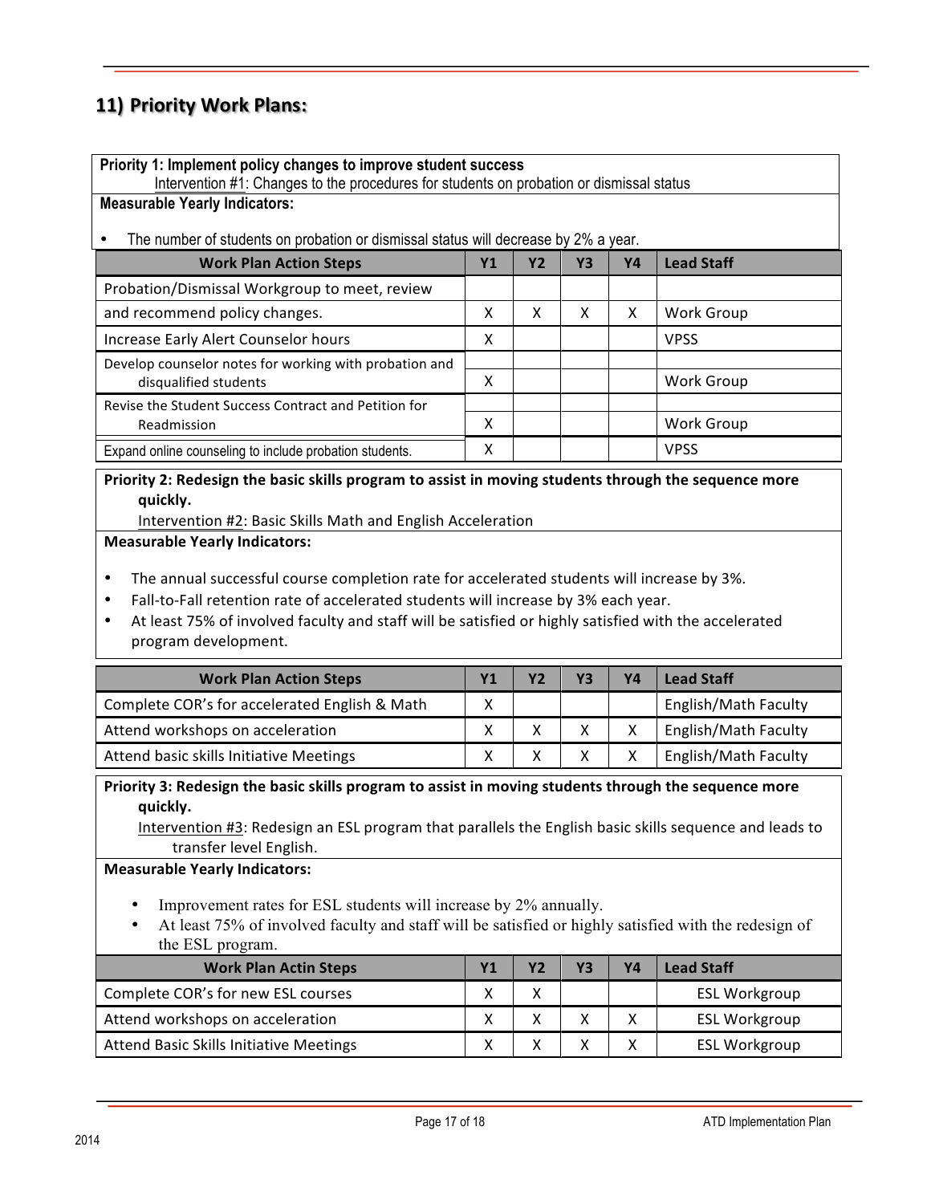## 11) Priority Work Plans:

**Priority 1: Implement policy changes to improve student success**
Intervention #1: Changes to the procedures for students on probation or dismissal status

**Measurable Yearly Indicators:**

- The number of students on probation or dismissal status will decrease by 2% a year.

| Work Plan Action Steps | Y1 | Y2 | Y3 | Y4 | Lead Staff |
|---|---|---|---|---|---|
| Probation/Dismissal Workgroup to meet, review and recommend policy changes. | X | X | X | X | Work Group |
| Increase Early Alert Counselor hours | X | | | | VPSS |
| Develop counselor notes for working with probation and disqualified students | X | | | | Work Group |
| Revise the Student Success Contract and Petition for Readmission | X | | | | Work Group |
| Expand online counseling to include probation students. | X | | | | VPSS |

**Priority 2: Redesign the basic skills program to assist in moving students through the sequence more quickly.**
Intervention #2: Basic Skills Math and English Acceleration

**Measurable Yearly Indicators:**

- The annual successful course completion rate for accelerated students will increase by 3%.
- Fall-to-Fall retention rate of accelerated students will increase by 3% each year.
- At least 75% of involved faculty and staff will be satisfied or highly satisfied with the accelerated program development.

| Work Plan Action Steps | Y1 | Y2 | Y3 | Y4 | Lead Staff |
|---|---|---|---|---|---|
| Complete COR's for accelerated English & Math | X | | | | English/Math Faculty |
| Attend workshops on acceleration | X | X | X | X | English/Math Faculty |
| Attend basic skills Initiative Meetings | X | X | X | X | English/Math Faculty |

**Priority 3: Redesign the basic skills program to assist in moving students through the sequence more quickly.**
Intervention #3: Redesign an ESL program that parallels the English basic skills sequence and leads to transfer level English.

**Measurable Yearly Indicators:**

- Improvement rates for ESL students will increase by 2% annually.
- At least 75% of involved faculty and staff will be satisfied or highly satisfied with the redesign of the ESL program.

| Work Plan Actin Steps | Y1 | Y2 | Y3 | Y4 | Lead Staff |
|---|---|---|---|---|---|
| Complete COR's for new ESL courses | X | X | | | ESL Workgroup |
| Attend workshops on acceleration | X | X | X | X | ESL Workgroup |
| Attend Basic Skills Initiative Meetings | X | X | X | X | ESL Workgroup |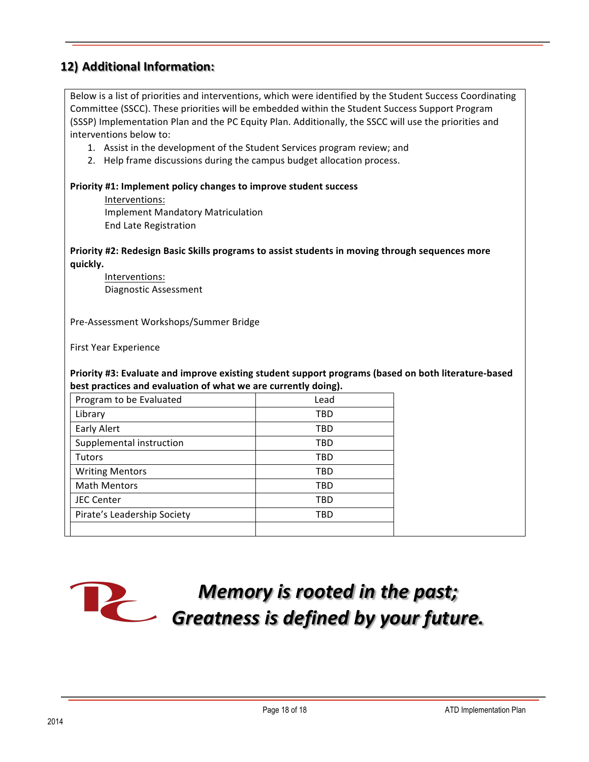## 12) Additional Information:

Below is a list of priorities and interventions, which were identified by the Student Success Coordinating Committee (SSCC). These priorities will be embedded within the Student Success Support Program (SSSP) Implementation Plan and the PC Equity Plan. Additionally, the SSCC will use the priorities and interventions below to:

1. Assist in the development of the Student Services program review; and
2. Help frame discussions during the campus budget allocation process.

**Priority #1: Implement policy changes to improve student success**

Interventions:
Implement Mandatory Matriculation
End Late Registration

**Priority #2: Redesign Basic Skills programs to assist students in moving through sequences more quickly.**

Interventions:
Diagnostic Assessment

Pre-Assessment Workshops/Summer Bridge

First Year Experience

**Priority #3: Evaluate and improve existing student support programs (based on both literature-based best practices and evaluation of what we are currently doing).**

| Program to be Evaluated | Lead |
|---|---|
| Library | TBD |
| Early Alert | TBD |
| Supplemental instruction | TBD |
| Tutors | TBD |
| Writing Mentors | TBD |
| Math Mentors | TBD |
| JEC Center | TBD |
| Pirate's Leadership Society | TBD |
| | |

***Memory is rooted in the past;***
***Greatness is defined by your future.***